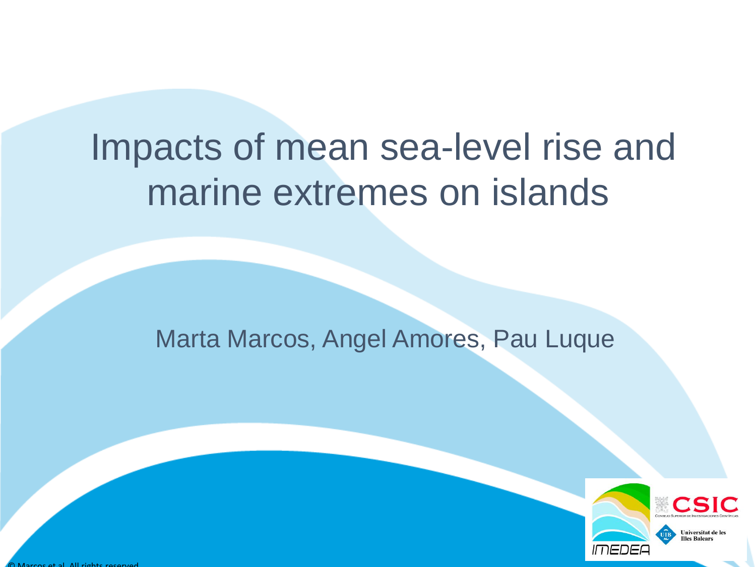# Impacts of mean sea-level rise and marine extremes on islands

Marta Marcos, Angel Amores, Pau Luque

© Marcos et al. All rights reserved.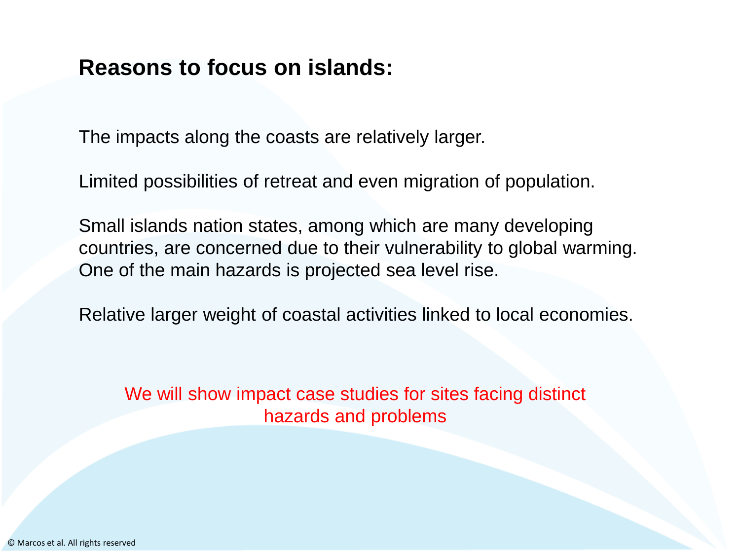## Reasons to focus on islands:

The impacts along the coasts are relatively larger.

Limited possibilities of retreat and even migration of population.

Small islands nation states, among which are many developing countries, are concerned due to their vulnerability to global warming. One of the main hazards is projected sea level rise.

Relative larger weight of coastal activities linked to local economies.

We will show impact case studies for sites facing distinct hazards and problems

© Marcos et al. All rights reserved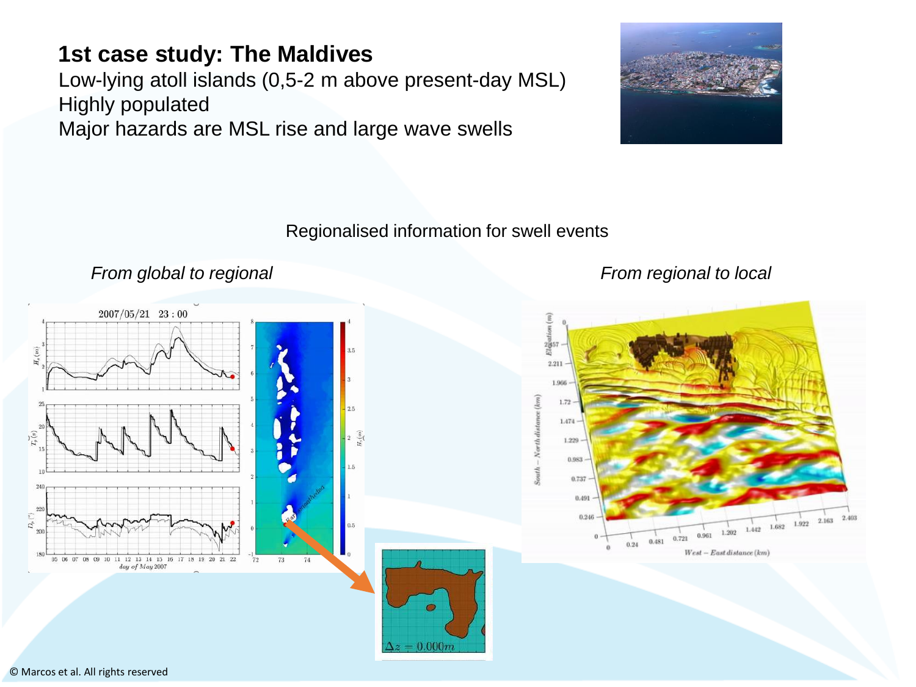## 1st case study: The Maldives

Low-lying atoll islands (0,5-2 m above present-day MSL)
Highly populated
Major hazards are MSL rise and large wave swells

Regionalised information for swell events

*From global to regional*

*From regional to local*

© Marcos et al. All rights reserved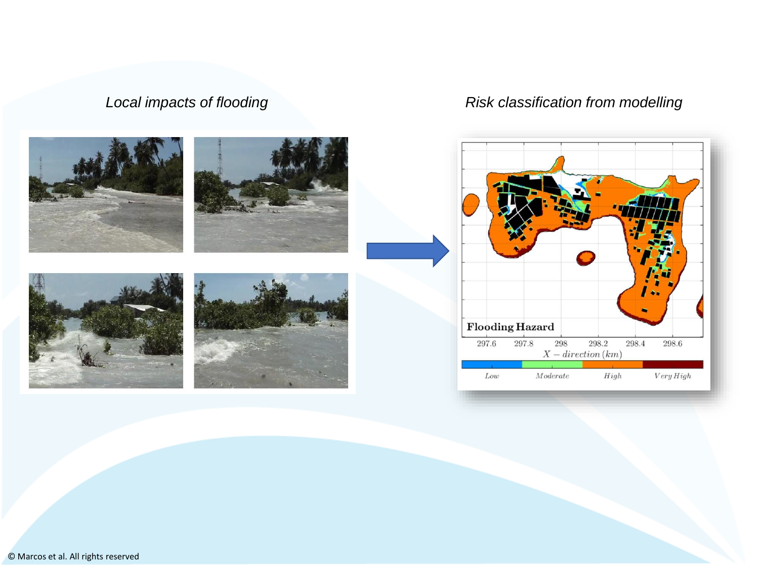*Local impacts of flooding*

*Risk classification from modelling*

© Marcos et al. All rights reserved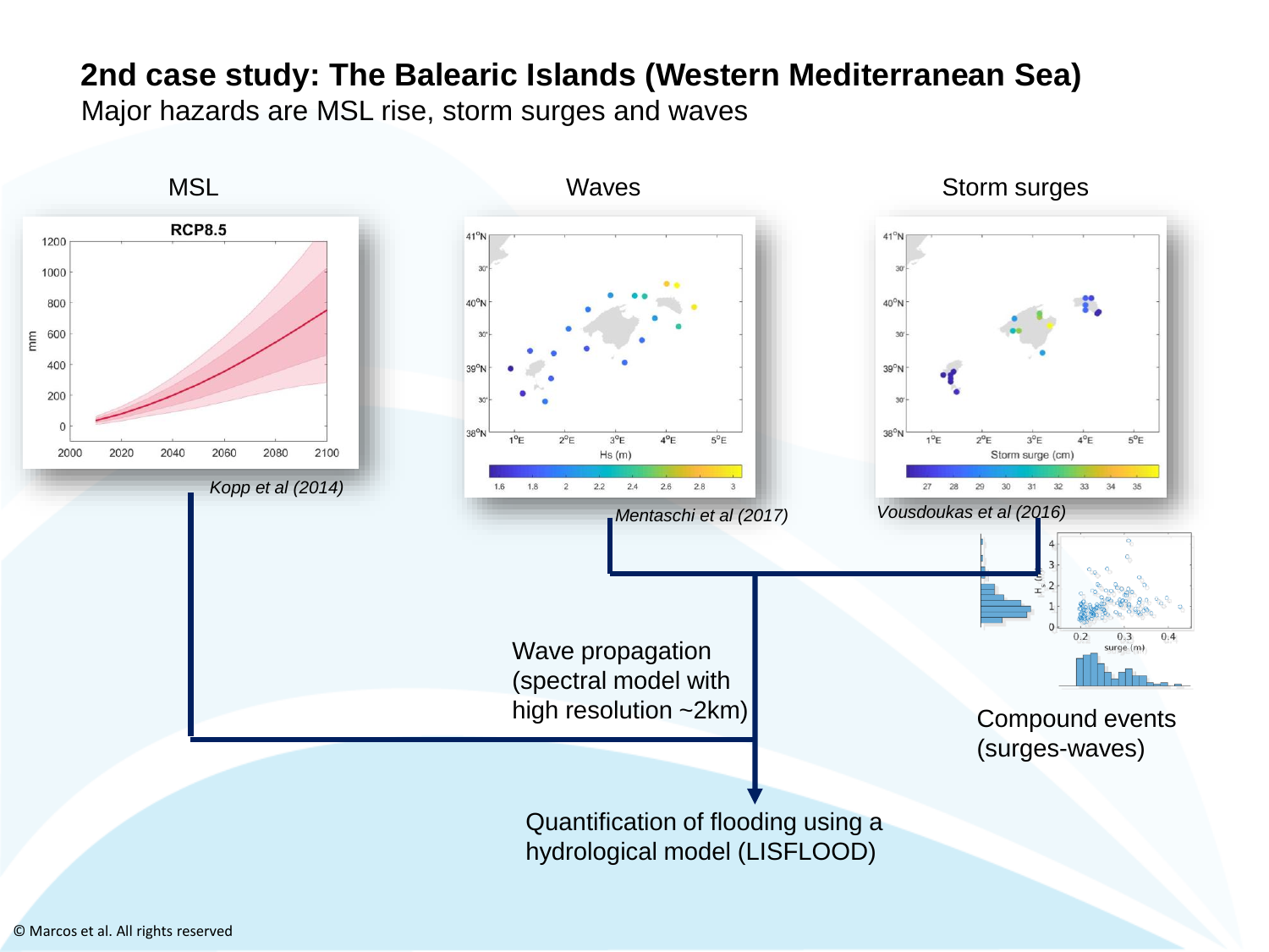# 2nd case study: The Balearic Islands (Western Mediterranean Sea)

Major hazards are MSL rise, storm surges and waves

MSL

Waves

Storm surges

*Kopp et al (2014)*

*Mentaschi et al (2017)*

*Vousdoukas et al (2016)*

Wave propagation (spectral model with high resolution ~2km)

Compound events (surges-waves)

Quantification of flooding using a hydrological model (LISFLOOD)

© Marcos et al. All rights reserved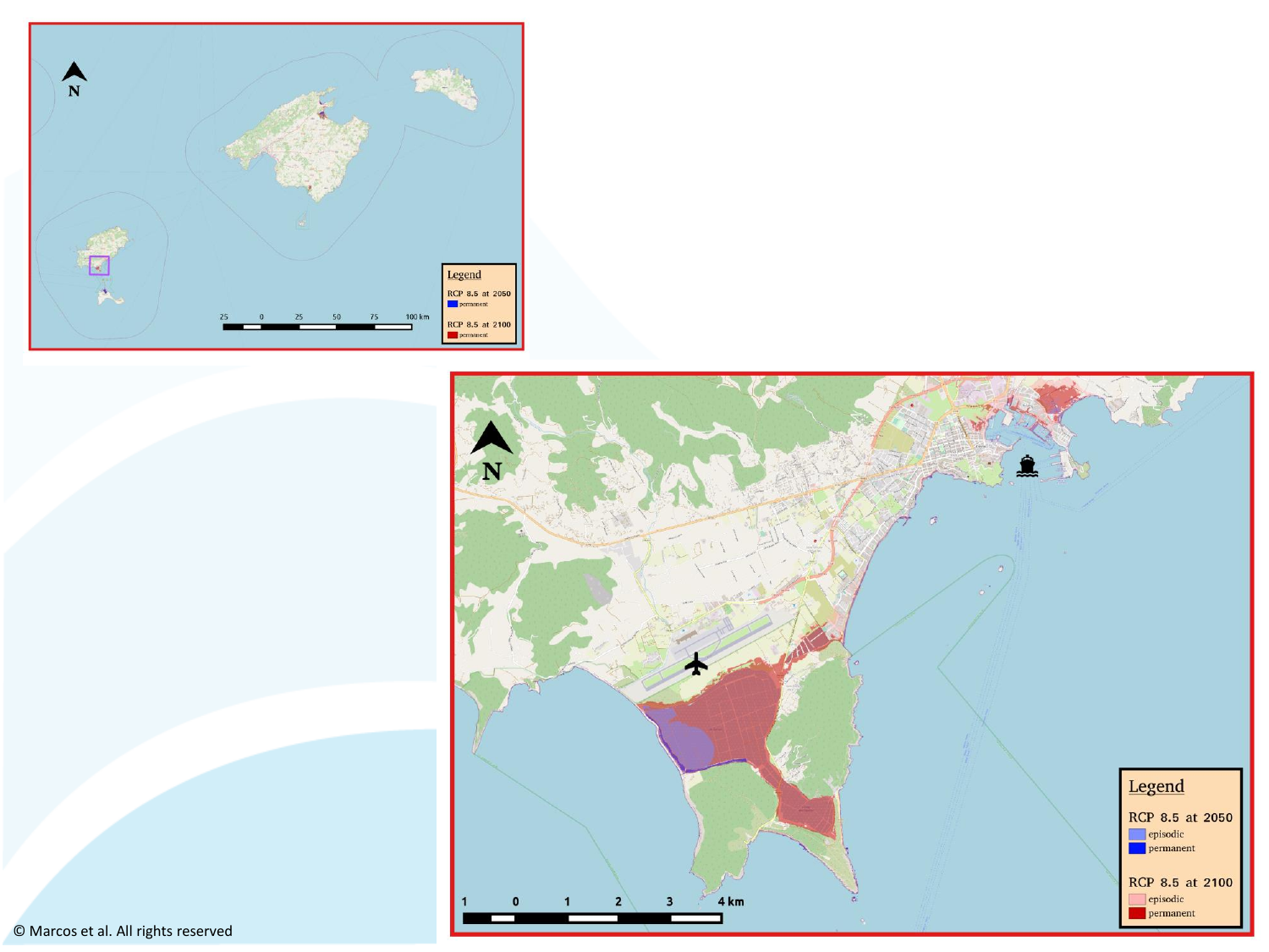Legend

RCP 8.5 at 2050
permanent

RCP 8.5 at 2100
permanent

25 0 25 50 75 100 km

Legend

RCP 8.5 at 2050
episodic
permanent

RCP 8.5 at 2100
episodic
permanent

1 0 1 2 3 4 km

© Marcos et al. All rights reserved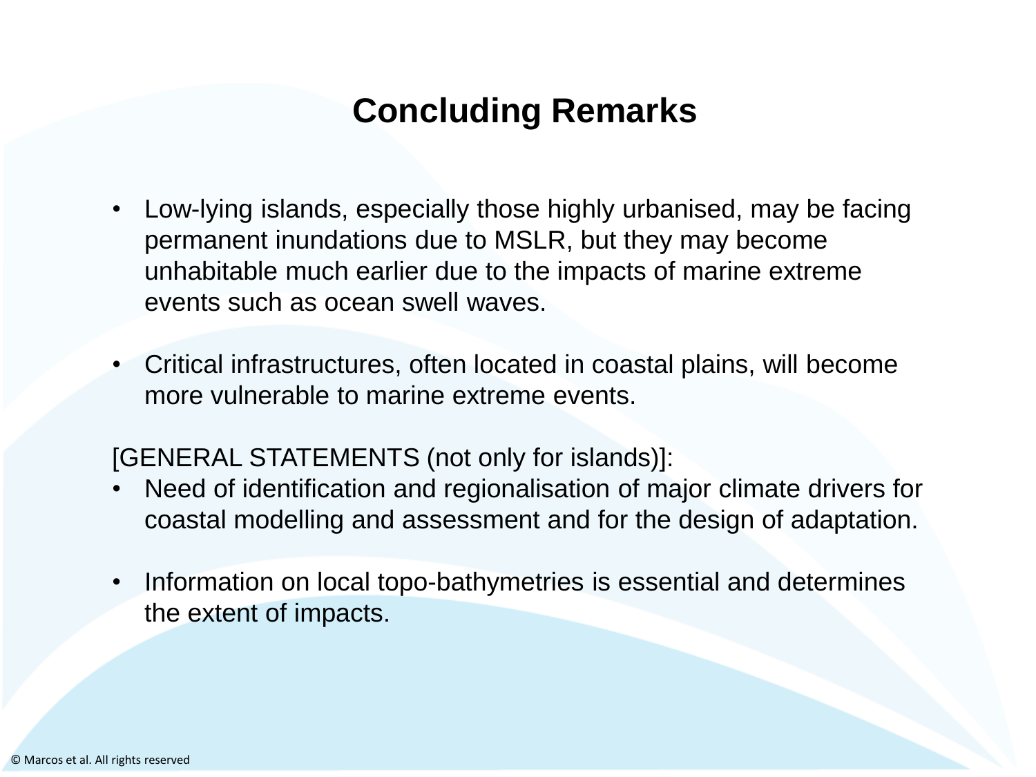# Concluding Remarks

- Low-lying islands, especially those highly urbanised, may be facing permanent inundations due to MSLR, but they may become unhabitable much earlier due to the impacts of marine extreme events such as ocean swell waves.

- Critical infrastructures, often located in coastal plains, will become more vulnerable to marine extreme events.

[GENERAL STATEMENTS (not only for islands)]:

- Need of identification and regionalisation of major climate drivers for coastal modelling and assessment and for the design of adaptation.

- Information on local topo-bathymetries is essential and determines the extent of impacts.

© Marcos et al. All rights reserved